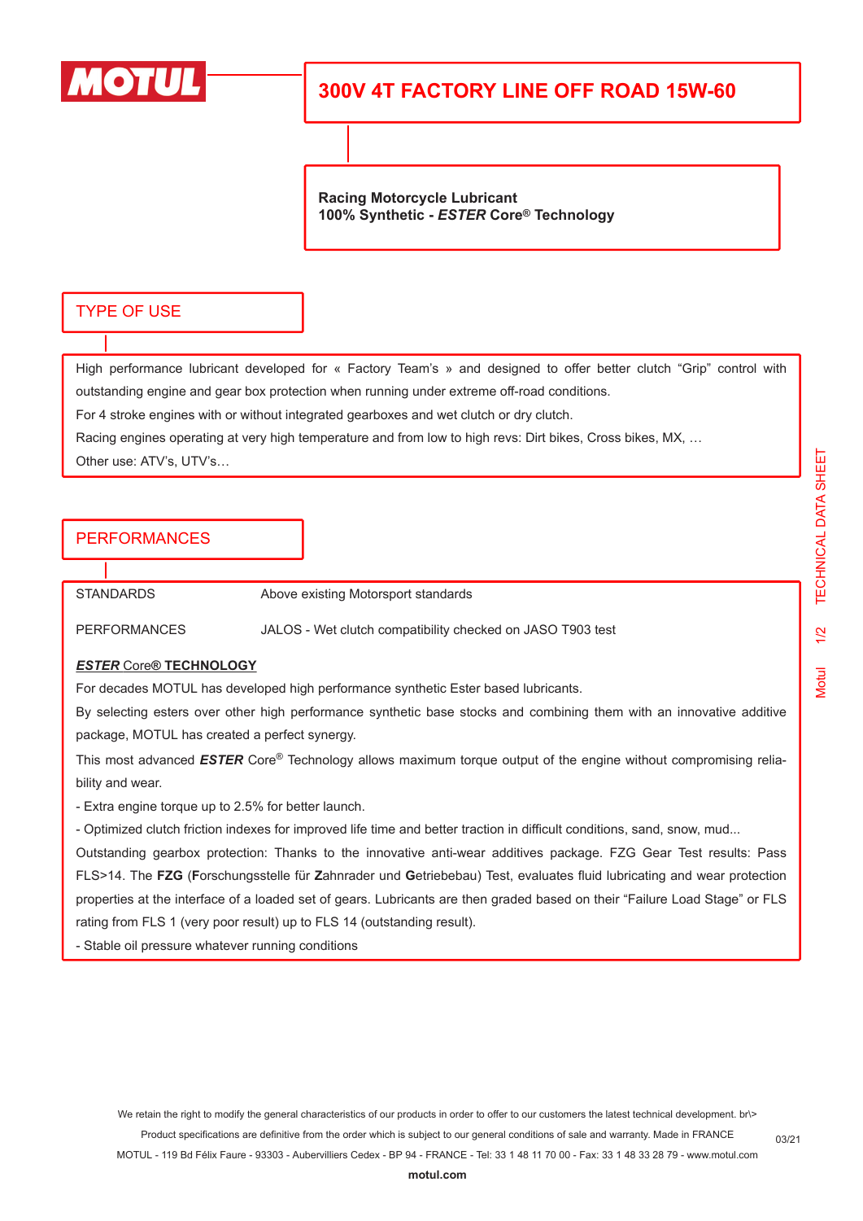MOTUL

# 300V 4T FACTORY LINE OFF ROAD 15W-60

**Racing Motorcycle Lubricant**
**100% Synthetic - *ESTER* Core® Technology**

## TYPE OF USE

High performance lubricant developed for « Factory Team's » and designed to offer better clutch "Grip" control with outstanding engine and gear box protection when running under extreme off-road conditions.

For 4 stroke engines with or without integrated gearboxes and wet clutch or dry clutch.

Racing engines operating at very high temperature and from low to high revs: Dirt bikes, Cross bikes, MX, …

Other use: ATV's, UTV's…

## PERFORMANCES

| | |
|---|---|
| STANDARDS | Above existing Motorsport standards |
| PERFORMANCES | JALOS - Wet clutch compatibility checked on JASO T903 test |

***ESTER* Core® TECHNOLOGY**

For decades MOTUL has developed high performance synthetic Ester based lubricants.

By selecting esters over other high performance synthetic base stocks and combining them with an innovative additive package, MOTUL has created a perfect synergy.

This most advanced ***ESTER*** Core® Technology allows maximum torque output of the engine without compromising reliability and wear.

- Extra engine torque up to 2.5% for better launch.
- Optimized clutch friction indexes for improved life time and better traction in difficult conditions, sand, snow, mud...

Outstanding gearbox protection: Thanks to the innovative anti-wear additives package. FZG Gear Test results: Pass FLS>14. The **FZG** (**F**orschungsstelle für **Z**ahnrader und **G**etriebebau) Test, evaluates fluid lubricating and wear protection properties at the interface of a loaded set of gears. Lubricants are then graded based on their "Failure Load Stage" or FLS rating from FLS 1 (very poor result) up to FLS 14 (outstanding result).

- Stable oil pressure whatever running conditions

We retain the right to modify the general characteristics of our products in order to offer to our customers the latest technical development. br\>
Product specifications are definitive from the order which is subject to our general conditions of sale and warranty. Made in FRANCE
MOTUL - 119 Bd Félix Faure - 93303 - Aubervilliers Cedex - BP 94 - FRANCE - Tel: 33 1 48 11 70 00 - Fax: 33 1 48 33 28 79 - www.motul.com
**motul.com**

03/21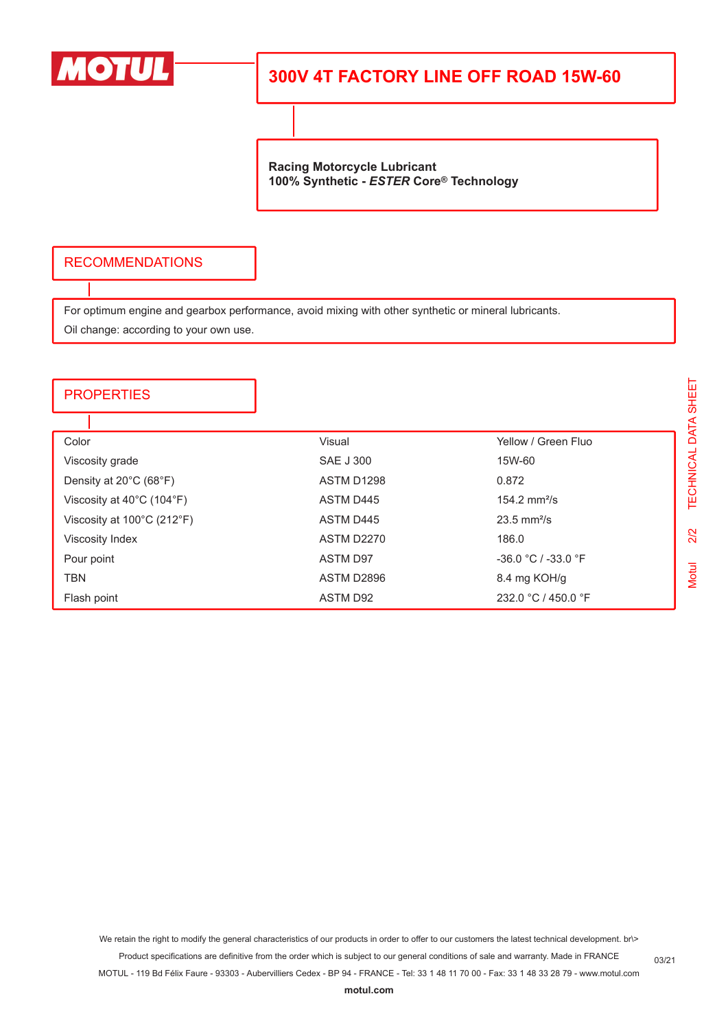# 300V 4T FACTORY LINE OFF ROAD 15W-60

**Racing Motorcycle Lubricant**
**100% Synthetic - *ESTER* Core® Technology**

## RECOMMENDATIONS

For optimum engine and gearbox performance, avoid mixing with other synthetic or mineral lubricants.
Oil change: according to your own use.

## PROPERTIES

| | | |
|---|---|---|
| Color | Visual | Yellow / Green Fluo |
| Viscosity grade | SAE J 300 | 15W-60 |
| Density at 20°C (68°F) | ASTM D1298 | 0.872 |
| Viscosity at 40°C (104°F) | ASTM D445 | 154.2 mm²/s |
| Viscosity at 100°C (212°F) | ASTM D445 | 23.5 mm²/s |
| Viscosity Index | ASTM D2270 | 186.0 |
| Pour point | ASTM D97 | -36.0 °C / -33.0 °F |
| TBN | ASTM D2896 | 8.4 mg KOH/g |
| Flash point | ASTM D92 | 232.0 °C / 450.0 °F |

We retain the right to modify the general characteristics of our products in order to offer to our customers the latest technical development. br\>
Product specifications are definitive from the order which is subject to our general conditions of sale and warranty. Made in FRANCE
MOTUL - 119 Bd Félix Faure - 93303 - Aubervilliers Cedex - BP 94 - FRANCE - Tel: 33 1 48 11 70 00 - Fax: 33 1 48 33 28 79 - www.motul.com

03/21